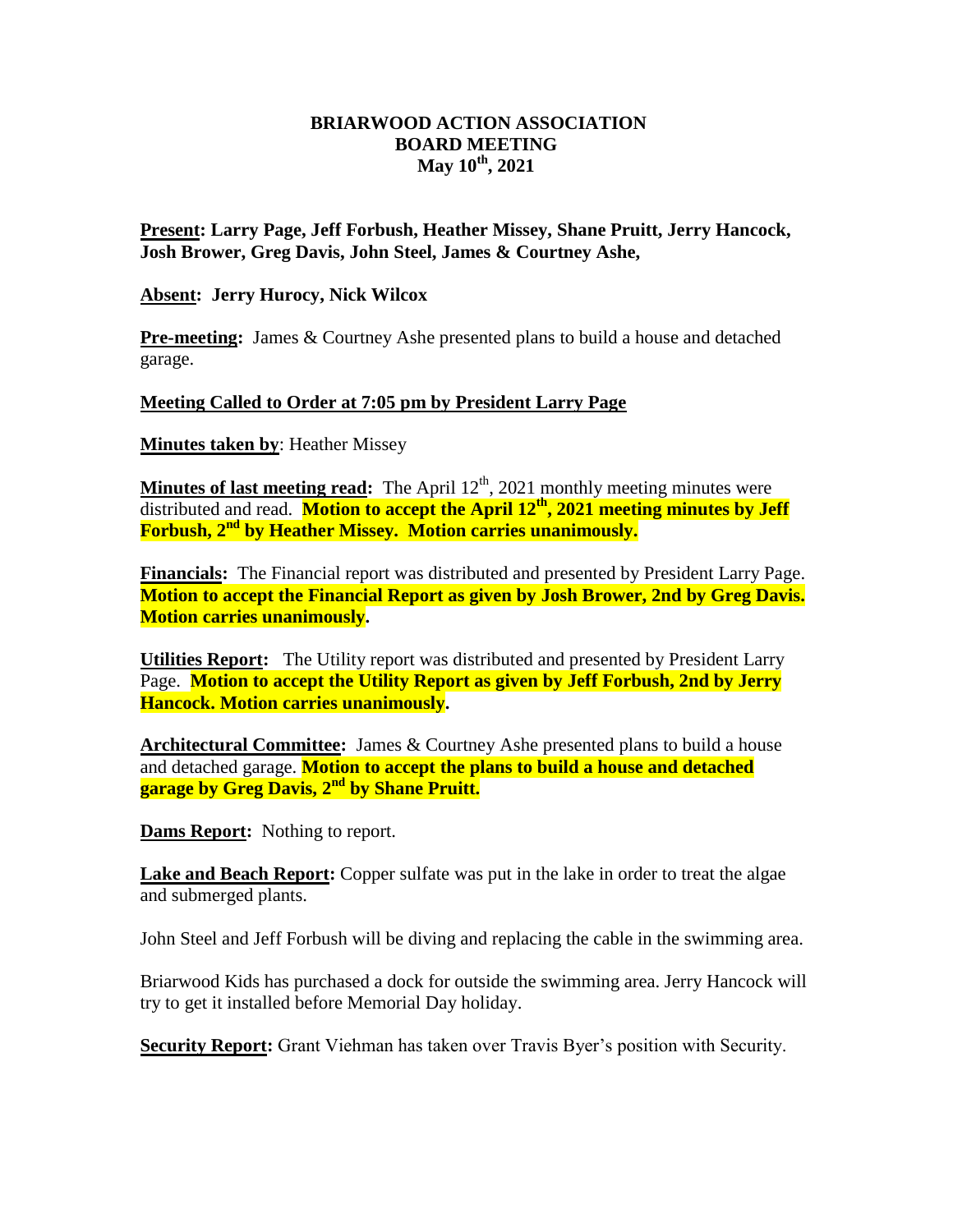# BRIARWOOD ACTION ASSOCIATION
## BOARD MEETING
### May 10th, 2021

**Present: Larry Page, Jeff Forbush, Heather Missey, Shane Pruitt, Jerry Hancock, Josh Brower, Greg Davis, John Steel, James & Courtney Ashe,**

**Absent: Jerry Hurocy, Nick Wilcox**

**Pre-meeting:** James & Courtney Ashe presented plans to build a house and detached garage.

**Meeting Called to Order at 7:05 pm by President Larry Page**

**Minutes taken by**: Heather Missey

**Minutes of last meeting read:** The April 12th, 2021 monthly meeting minutes were distributed and read. **Motion to accept the April 12th, 2021 meeting minutes by Jeff Forbush, 2nd by Heather Missey. Motion carries unanimously.**

**Financials:** The Financial report was distributed and presented by President Larry Page. **Motion to accept the Financial Report as given by Josh Brower, 2nd by Greg Davis. Motion carries unanimously.**

**Utilities Report:** The Utility report was distributed and presented by President Larry Page. **Motion to accept the Utility Report as given by Jeff Forbush, 2nd by Jerry Hancock. Motion carries unanimously.**

**Architectural Committee:** James & Courtney Ashe presented plans to build a house and detached garage. **Motion to accept the plans to build a house and detached garage by Greg Davis, 2nd by Shane Pruitt.**

**Dams Report:** Nothing to report.

**Lake and Beach Report:** Copper sulfate was put in the lake in order to treat the algae and submerged plants.

John Steel and Jeff Forbush will be diving and replacing the cable in the swimming area.

Briarwood Kids has purchased a dock for outside the swimming area. Jerry Hancock will try to get it installed before Memorial Day holiday.

**Security Report:** Grant Viehman has taken over Travis Byer's position with Security.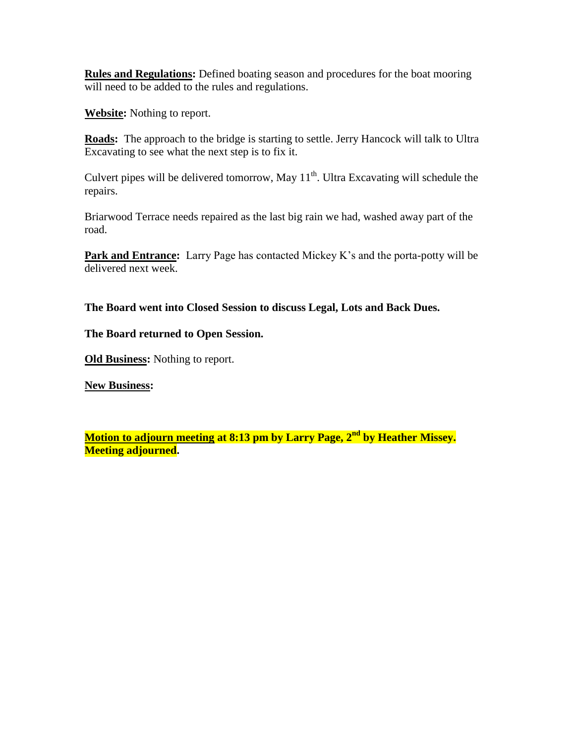**Rules and Regulations:** Defined boating season and procedures for the boat mooring will need to be added to the rules and regulations.

**Website:** Nothing to report.

**Roads:** The approach to the bridge is starting to settle. Jerry Hancock will talk to Ultra Excavating to see what the next step is to fix it.

Culvert pipes will be delivered tomorrow, May 11th. Ultra Excavating will schedule the repairs.

Briarwood Terrace needs repaired as the last big rain we had, washed away part of the road.

**Park and Entrance:** Larry Page has contacted Mickey K's and the porta-potty will be delivered next week.

**The Board went into Closed Session to discuss Legal, Lots and Back Dues.**

**The Board returned to Open Session.**

**Old Business:** Nothing to report.

**New Business:**

**Motion to adjourn meeting at 8:13 pm by Larry Page, 2nd by Heather Missey. Meeting adjourned.**